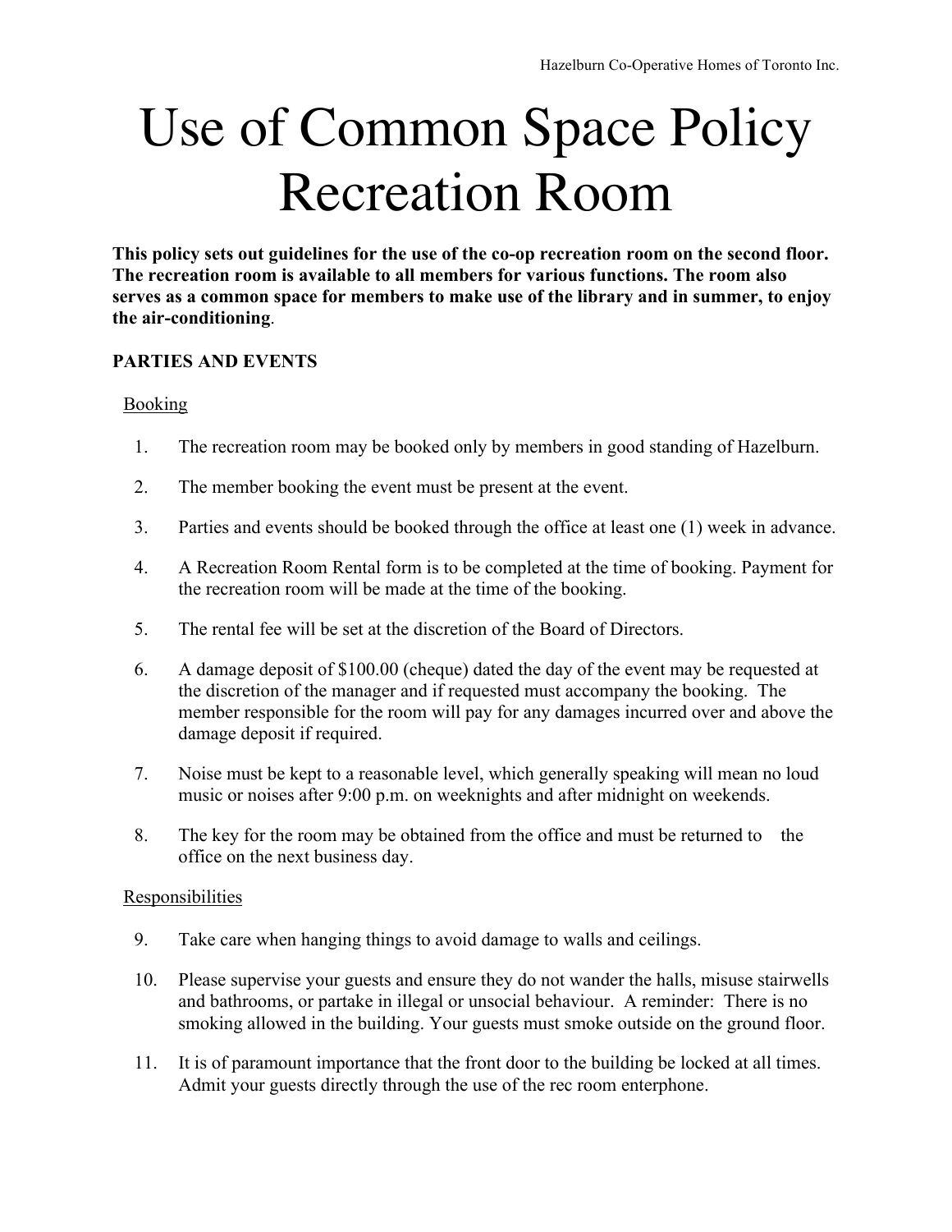# Use of Common Space Policy Recreation Room

**This policy sets out guidelines for the use of the co-op recreation room on the second floor. The recreation room is available to all members for various functions. The room also serves as a common space for members to make use of the library and in summer, to enjoy the air-conditioning**.

## PARTIES AND EVENTS

### Booking

1. The recreation room may be booked only by members in good standing of Hazelburn.
2. The member booking the event must be present at the event.
3. Parties and events should be booked through the office at least one (1) week in advance.
4. A Recreation Room Rental form is to be completed at the time of booking. Payment for the recreation room will be made at the time of the booking.
5. The rental fee will be set at the discretion of the Board of Directors.
6. A damage deposit of $100.00 (cheque) dated the day of the event may be requested at the discretion of the manager and if requested must accompany the booking. The member responsible for the room will pay for any damages incurred over and above the damage deposit if required.
7. Noise must be kept to a reasonable level, which generally speaking will mean no loud music or noises after 9:00 p.m. on weeknights and after midnight on weekends.
8. The key for the room may be obtained from the office and must be returned to the office on the next business day.

### Responsibilities

9. Take care when hanging things to avoid damage to walls and ceilings.
10. Please supervise your guests and ensure they do not wander the halls, misuse stairwells and bathrooms, or partake in illegal or unsocial behaviour. A reminder: There is no smoking allowed in the building. Your guests must smoke outside on the ground floor.
11. It is of paramount importance that the front door to the building be locked at all times. Admit your guests directly through the use of the rec room enterphone.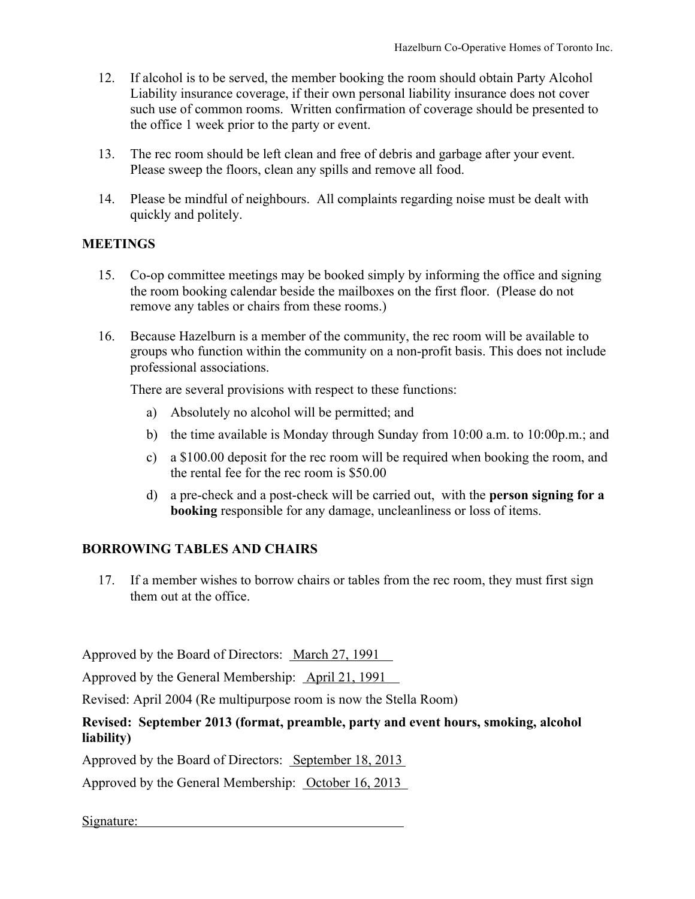12. If alcohol is to be served, the member booking the room should obtain Party Alcohol Liability insurance coverage, if their own personal liability insurance does not cover such use of common rooms. Written confirmation of coverage should be presented to the office 1 week prior to the party or event.

13. The rec room should be left clean and free of debris and garbage after your event. Please sweep the floors, clean any spills and remove all food.

14. Please be mindful of neighbours. All complaints regarding noise must be dealt with quickly and politely.

## MEETINGS

15. Co-op committee meetings may be booked simply by informing the office and signing the room booking calendar beside the mailboxes on the first floor. (Please do not remove any tables or chairs from these rooms.)

16. Because Hazelburn is a member of the community, the rec room will be available to groups who function within the community on a non-profit basis. This does not include professional associations.

    There are several provisions with respect to these functions:

    a) Absolutely no alcohol will be permitted; and
    b) the time available is Monday through Sunday from 10:00 a.m. to 10:00p.m.; and
    c) a $100.00 deposit for the rec room will be required when booking the room, and the rental fee for the rec room is $50.00
    d) a pre-check and a post-check will be carried out, with the **person signing for a booking** responsible for any damage, uncleanliness or loss of items.

## BORROWING TABLES AND CHAIRS

17. If a member wishes to borrow chairs or tables from the rec room, they must first sign them out at the office.

Approved by the Board of Directors: March 27, 1991

Approved by the General Membership: April 21, 1991

Revised: April 2004 (Re multipurpose room is now the Stella Room)

**Revised: September 2013 (format, preamble, party and event hours, smoking, alcohol liability)**

Approved by the Board of Directors: September 18, 2013

Approved by the General Membership: October 16, 2013

Signature: ______________________________________